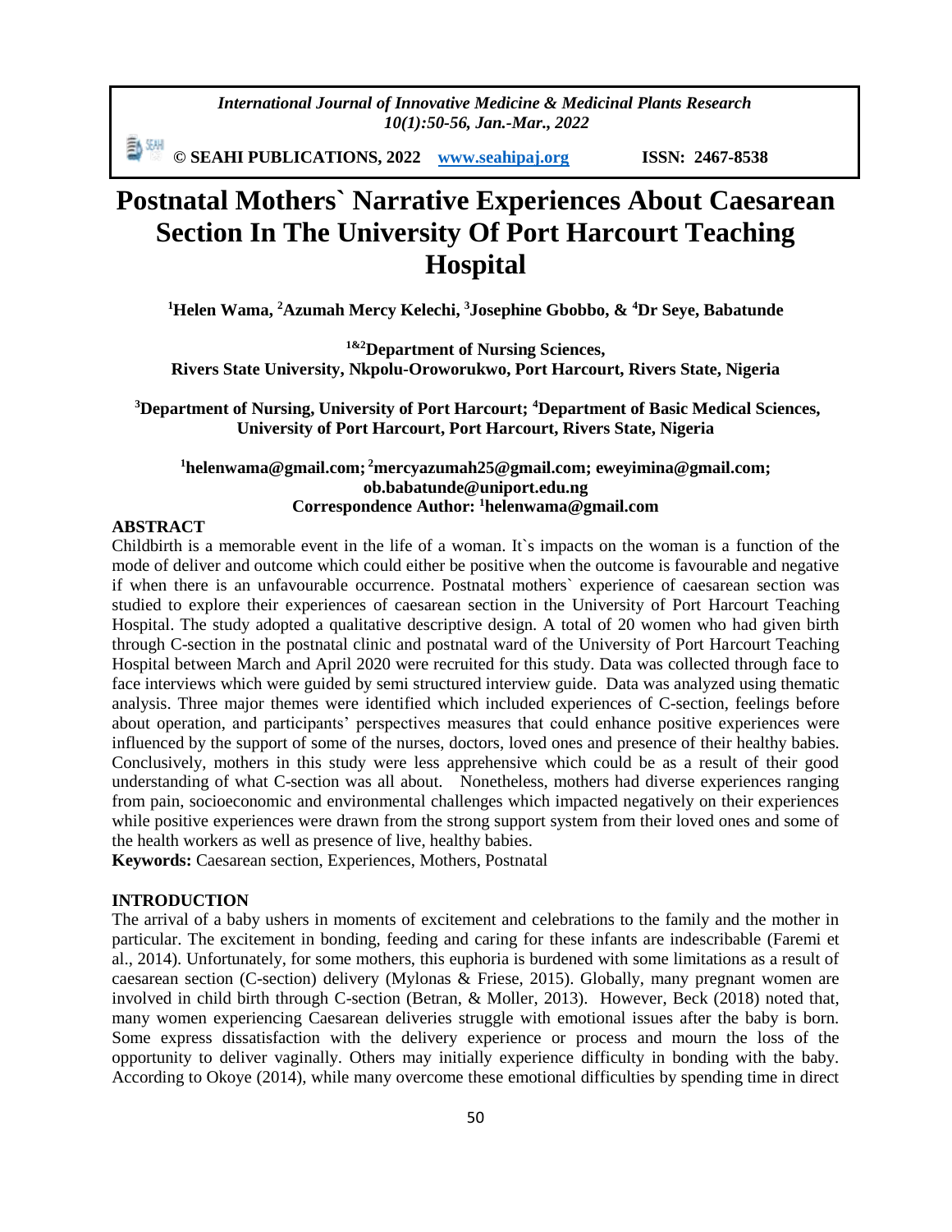# Postnatal Mothers` Narrative Experiences About Caesarean Section In The University Of Port Harcourt Teaching Hospital

**[1]Helen Wama, [2]Azumah Mercy Kelechi, [3]Josephine Gbobbo, & [4]Dr Seye, Babatunde**

**[1&2]Department of Nursing Sciences,**
**Rivers State University, Nkpolu-Oroworukwo, Port Harcourt, Rivers State, Nigeria**

**[3]Department of Nursing, University of Port Harcourt; [4]Department of Basic Medical Sciences, University of Port Harcourt, Port Harcourt, Rivers State, Nigeria**

**[1]helenwama@gmail.com; [2]mercyazumah25@gmail.com; eweyimina@gmail.com; ob.babatunde@uniport.edu.ng**
**Correspondence Author: [1]helenwama@gmail.com**

## ABSTRACT

Childbirth is a memorable event in the life of a woman. It`s impacts on the woman is a function of the mode of deliver and outcome which could either be positive when the outcome is favourable and negative if when there is an unfavourable occurrence. Postnatal mothers` experience of caesarean section was studied to explore their experiences of caesarean section in the University of Port Harcourt Teaching Hospital. The study adopted a qualitative descriptive design. A total of 20 women who had given birth through C-section in the postnatal clinic and postnatal ward of the University of Port Harcourt Teaching Hospital between March and April 2020 were recruited for this study. Data was collected through face to face interviews which were guided by semi structured interview guide. Data was analyzed using thematic analysis. Three major themes were identified which included experiences of C-section, feelings before about operation, and participants' perspectives measures that could enhance positive experiences were influenced by the support of some of the nurses, doctors, loved ones and presence of their healthy babies. Conclusively, mothers in this study were less apprehensive which could be as a result of their good understanding of what C-section was all about. Nonetheless, mothers had diverse experiences ranging from pain, socioeconomic and environmental challenges which impacted negatively on their experiences while positive experiences were drawn from the strong support system from their loved ones and some of the health workers as well as presence of live, healthy babies.

**Keywords:** Caesarean section, Experiences, Mothers, Postnatal

## INTRODUCTION

The arrival of a baby ushers in moments of excitement and celebrations to the family and the mother in particular. The excitement in bonding, feeding and caring for these infants are indescribable (Faremi et al., 2014). Unfortunately, for some mothers, this euphoria is burdened with some limitations as a result of caesarean section (C-section) delivery (Mylonas & Friese, 2015). Globally, many pregnant women are involved in child birth through C-section (Betran, & Moller, 2013). However, Beck (2018) noted that, many women experiencing Caesarean deliveries struggle with emotional issues after the baby is born. Some express dissatisfaction with the delivery experience or process and mourn the loss of the opportunity to deliver vaginally. Others may initially experience difficulty in bonding with the baby. According to Okoye (2014), while many overcome these emotional difficulties by spending time in direct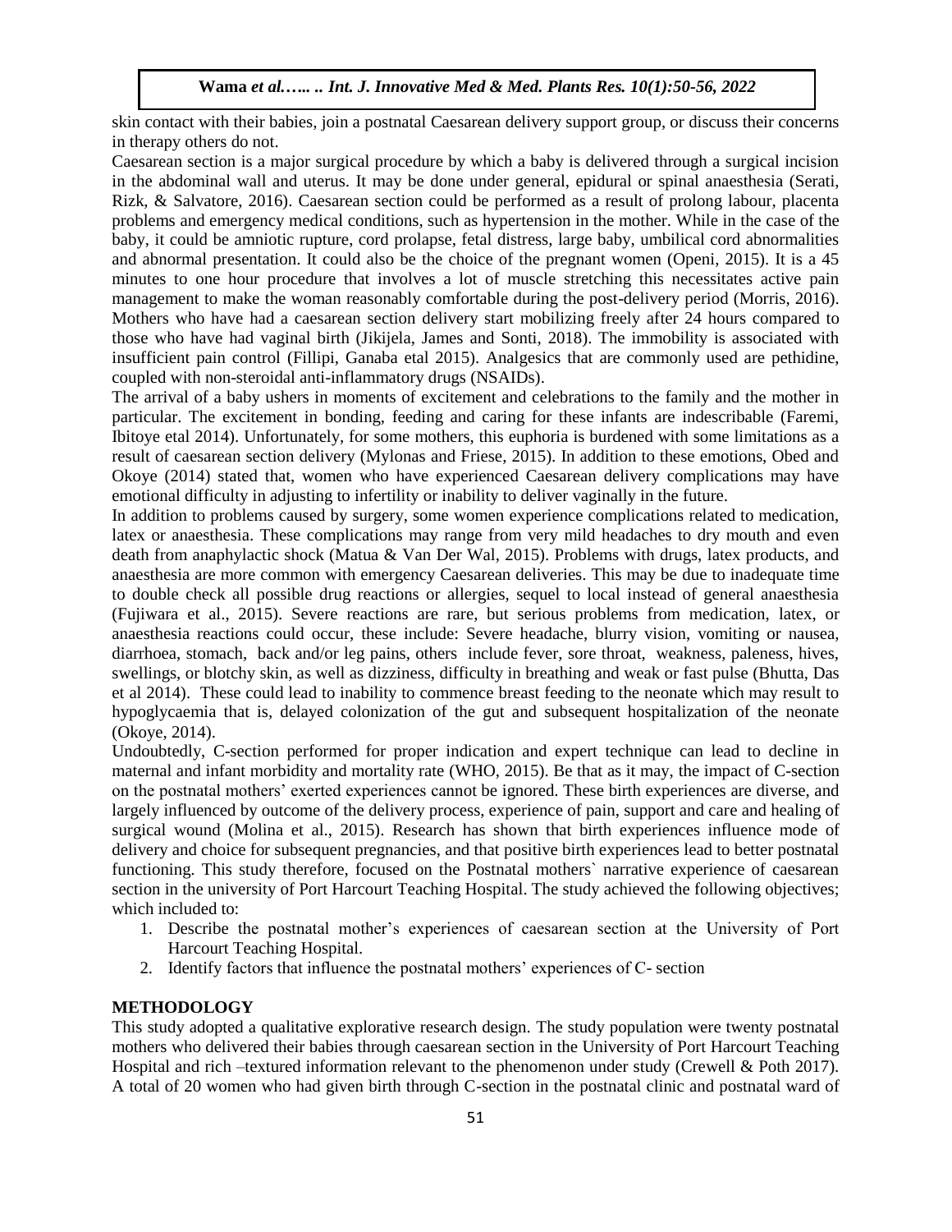skin contact with their babies, join a postnatal Caesarean delivery support group, or discuss their concerns in therapy others do not.

Caesarean section is a major surgical procedure by which a baby is delivered through a surgical incision in the abdominal wall and uterus. It may be done under general, epidural or spinal anaesthesia (Serati, Rizk, & Salvatore, 2016). Caesarean section could be performed as a result of prolong labour, placenta problems and emergency medical conditions, such as hypertension in the mother. While in the case of the baby, it could be amniotic rupture, cord prolapse, fetal distress, large baby, umbilical cord abnormalities and abnormal presentation. It could also be the choice of the pregnant women (Openi, 2015). It is a 45 minutes to one hour procedure that involves a lot of muscle stretching this necessitates active pain management to make the woman reasonably comfortable during the post-delivery period (Morris, 2016). Mothers who have had a caesarean section delivery start mobilizing freely after 24 hours compared to those who have had vaginal birth (Jikijela, James and Sonti, 2018). The immobility is associated with insufficient pain control (Fillipi, Ganaba etal 2015). Analgesics that are commonly used are pethidine, coupled with non-steroidal anti-inflammatory drugs (NSAIDs).

The arrival of a baby ushers in moments of excitement and celebrations to the family and the mother in particular. The excitement in bonding, feeding and caring for these infants are indescribable (Faremi, Ibitoye etal 2014). Unfortunately, for some mothers, this euphoria is burdened with some limitations as a result of caesarean section delivery (Mylonas and Friese, 2015). In addition to these emotions, Obed and Okoye (2014) stated that, women who have experienced Caesarean delivery complications may have emotional difficulty in adjusting to infertility or inability to deliver vaginally in the future.

In addition to problems caused by surgery, some women experience complications related to medication, latex or anaesthesia. These complications may range from very mild headaches to dry mouth and even death from anaphylactic shock (Matua & Van Der Wal, 2015). Problems with drugs, latex products, and anaesthesia are more common with emergency Caesarean deliveries. This may be due to inadequate time to double check all possible drug reactions or allergies, sequel to local instead of general anaesthesia (Fujiwara et al., 2015). Severe reactions are rare, but serious problems from medication, latex, or anaesthesia reactions could occur, these include: Severe headache, blurry vision, vomiting or nausea, diarrhoea, stomach, back and/or leg pains, others include fever, sore throat, weakness, paleness, hives, swellings, or blotchy skin, as well as dizziness, difficulty in breathing and weak or fast pulse (Bhutta, Das et al 2014). These could lead to inability to commence breast feeding to the neonate which may result to hypoglycaemia that is, delayed colonization of the gut and subsequent hospitalization of the neonate (Okoye, 2014).

Undoubtedly, C-section performed for proper indication and expert technique can lead to decline in maternal and infant morbidity and mortality rate (WHO, 2015). Be that as it may, the impact of C-section on the postnatal mothers' exerted experiences cannot be ignored. These birth experiences are diverse, and largely influenced by outcome of the delivery process, experience of pain, support and care and healing of surgical wound (Molina et al., 2015). Research has shown that birth experiences influence mode of delivery and choice for subsequent pregnancies, and that positive birth experiences lead to better postnatal functioning. This study therefore, focused on the Postnatal mothers` narrative experience of caesarean section in the university of Port Harcourt Teaching Hospital. The study achieved the following objectives; which included to:

1. Describe the postnatal mother's experiences of caesarean section at the University of Port Harcourt Teaching Hospital.
2. Identify factors that influence the postnatal mothers' experiences of C- section

## METHODOLOGY

This study adopted a qualitative explorative research design. The study population were twenty postnatal mothers who delivered their babies through caesarean section in the University of Port Harcourt Teaching Hospital and rich –textured information relevant to the phenomenon under study (Crewell & Poth 2017). A total of 20 women who had given birth through C-section in the postnatal clinic and postnatal ward of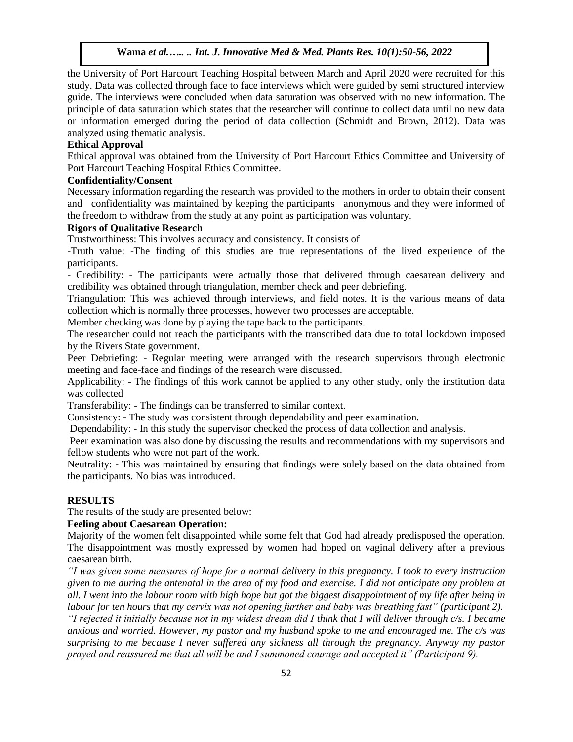the University of Port Harcourt Teaching Hospital between March and April 2020 were recruited for this study. Data was collected through face to face interviews which were guided by semi structured interview guide. The interviews were concluded when data saturation was observed with no new information. The principle of data saturation which states that the researcher will continue to collect data until no new data or information emerged during the period of data collection (Schmidt and Brown, 2012). Data was analyzed using thematic analysis.

**Ethical Approval**

Ethical approval was obtained from the University of Port Harcourt Ethics Committee and University of Port Harcourt Teaching Hospital Ethics Committee.

**Confidentiality/Consent**

Necessary information regarding the research was provided to the mothers in order to obtain their consent and confidentiality was maintained by keeping the participants anonymous and they were informed of the freedom to withdraw from the study at any point as participation was voluntary.

**Rigors of Qualitative Research**

Trustworthiness: This involves accuracy and consistency. It consists of

-Truth value: -The finding of this studies are true representations of the lived experience of the participants.

- Credibility: - The participants were actually those that delivered through caesarean delivery and credibility was obtained through triangulation, member check and peer debriefing.

Triangulation: This was achieved through interviews, and field notes. It is the various means of data collection which is normally three processes, however two processes are acceptable.

Member checking was done by playing the tape back to the participants.

The researcher could not reach the participants with the transcribed data due to total lockdown imposed by the Rivers State government.

Peer Debriefing: - Regular meeting were arranged with the research supervisors through electronic meeting and face-face and findings of the research were discussed.

Applicability: - The findings of this work cannot be applied to any other study, only the institution data was collected

Transferability: - The findings can be transferred to similar context.

Consistency: - The study was consistent through dependability and peer examination.

Dependability: - In this study the supervisor checked the process of data collection and analysis.

Peer examination was also done by discussing the results and recommendations with my supervisors and fellow students who were not part of the work.

Neutrality: - This was maintained by ensuring that findings were solely based on the data obtained from the participants. No bias was introduced.

**RESULTS**

The results of the study are presented below:

**Feeling about Caesarean Operation:**

Majority of the women felt disappointed while some felt that God had already predisposed the operation. The disappointment was mostly expressed by women had hoped on vaginal delivery after a previous caesarean birth.

*"I was given some measures of hope for a normal delivery in this pregnancy. I took to every instruction given to me during the antenatal in the area of my food and exercise. I did not anticipate any problem at all. I went into the labour room with high hope but got the biggest disappointment of my life after being in labour for ten hours that my cervix was not opening further and baby was breathing fast" (participant 2).*

*"I rejected it initially because not in my widest dream did I think that I will deliver through c/s. I became anxious and worried. However, my pastor and my husband spoke to me and encouraged me. The c/s was surprising to me because I never suffered any sickness all through the pregnancy. Anyway my pastor prayed and reassured me that all will be and I summoned courage and accepted it" (Participant 9).*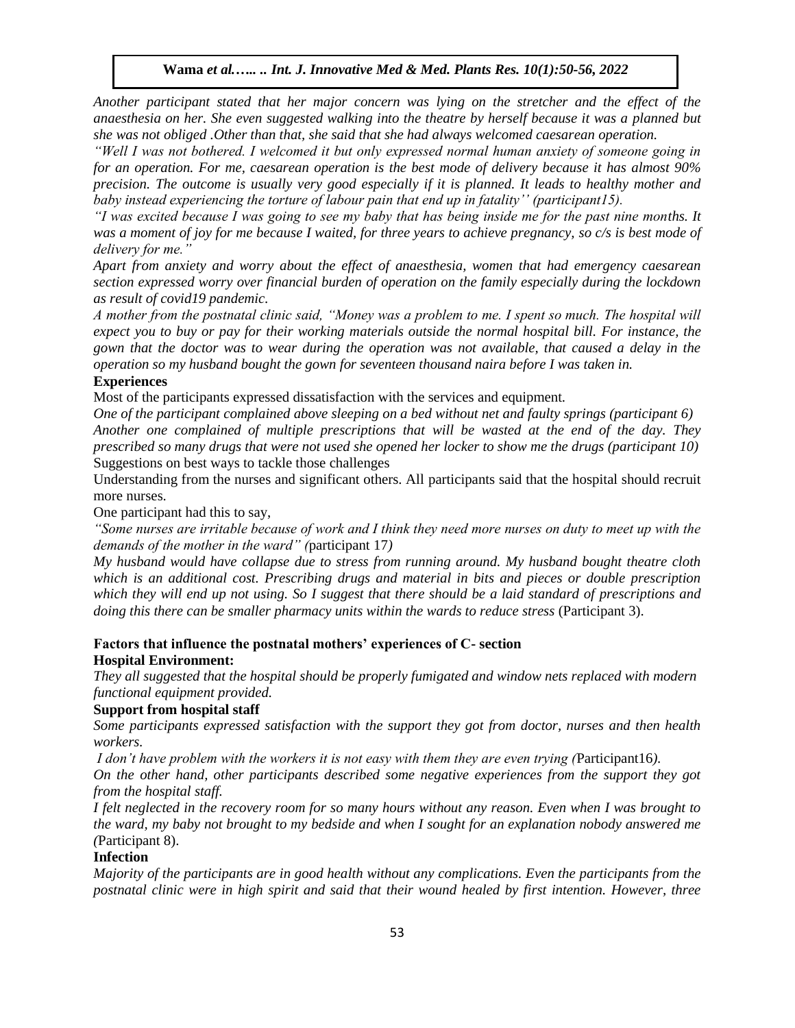*Another participant stated that her major concern was lying on the stretcher and the effect of the anaesthesia on her. She even suggested walking into the theatre by herself because it was a planned but she was not obliged .Other than that, she said that she had always welcomed caesarean operation.*

*"Well I was not bothered. I welcomed it but only expressed normal human anxiety of someone going in for an operation. For me, caesarean operation is the best mode of delivery because it has almost 90% precision. The outcome is usually very good especially if it is planned. It leads to healthy mother and baby instead experiencing the torture of labour pain that end up in fatality'' (participant15).*

*"I was excited because I was going to see my baby that has being inside me for the past nine months. It was a moment of joy for me because I waited, for three years to achieve pregnancy, so c/s is best mode of delivery for me."*

*Apart from anxiety and worry about the effect of anaesthesia, women that had emergency caesarean section expressed worry over financial burden of operation on the family especially during the lockdown as result of covid19 pandemic.*

*A mother from the postnatal clinic said, "Money was a problem to me. I spent so much. The hospital will expect you to buy or pay for their working materials outside the normal hospital bill. For instance, the gown that the doctor was to wear during the operation was not available, that caused a delay in the operation so my husband bought the gown for seventeen thousand naira before I was taken in.*

**Experiences**

Most of the participants expressed dissatisfaction with the services and equipment.

*One of the participant complained above sleeping on a bed without net and faulty springs (participant 6)*

*Another one complained of multiple prescriptions that will be wasted at the end of the day. They prescribed so many drugs that were not used she opened her locker to show me the drugs (participant 10)*

Suggestions on best ways to tackle those challenges

Understanding from the nurses and significant others. All participants said that the hospital should recruit more nurses.

One participant had this to say,

*"Some nurses are irritable because of work and I think they need more nurses on duty to meet up with the demands of the mother in the ward" (*participant 17*)*

*My husband would have collapse due to stress from running around. My husband bought theatre cloth which is an additional cost. Prescribing drugs and material in bits and pieces or double prescription which they will end up not using. So I suggest that there should be a laid standard of prescriptions and doing this there can be smaller pharmacy units within the wards to reduce stress* (Participant 3).

**Factors that influence the postnatal mothers' experiences of C- section**

**Hospital Environment:**

*They all suggested that the hospital should be properly fumigated and window nets replaced with modern functional equipment provided.*

**Support from hospital staff**

*Some participants expressed satisfaction with the support they got from doctor, nurses and then health workers.*

*I don't have problem with the workers it is not easy with them they are even trying (*Participant16*).*

*On the other hand, other participants described some negative experiences from the support they got from the hospital staff.*

*I felt neglected in the recovery room for so many hours without any reason. Even when I was brought to the ward, my baby not brought to my bedside and when I sought for an explanation nobody answered me (*Participant 8).

**Infection**

*Majority of the participants are in good health without any complications. Even the participants from the postnatal clinic were in high spirit and said that their wound healed by first intention. However, three*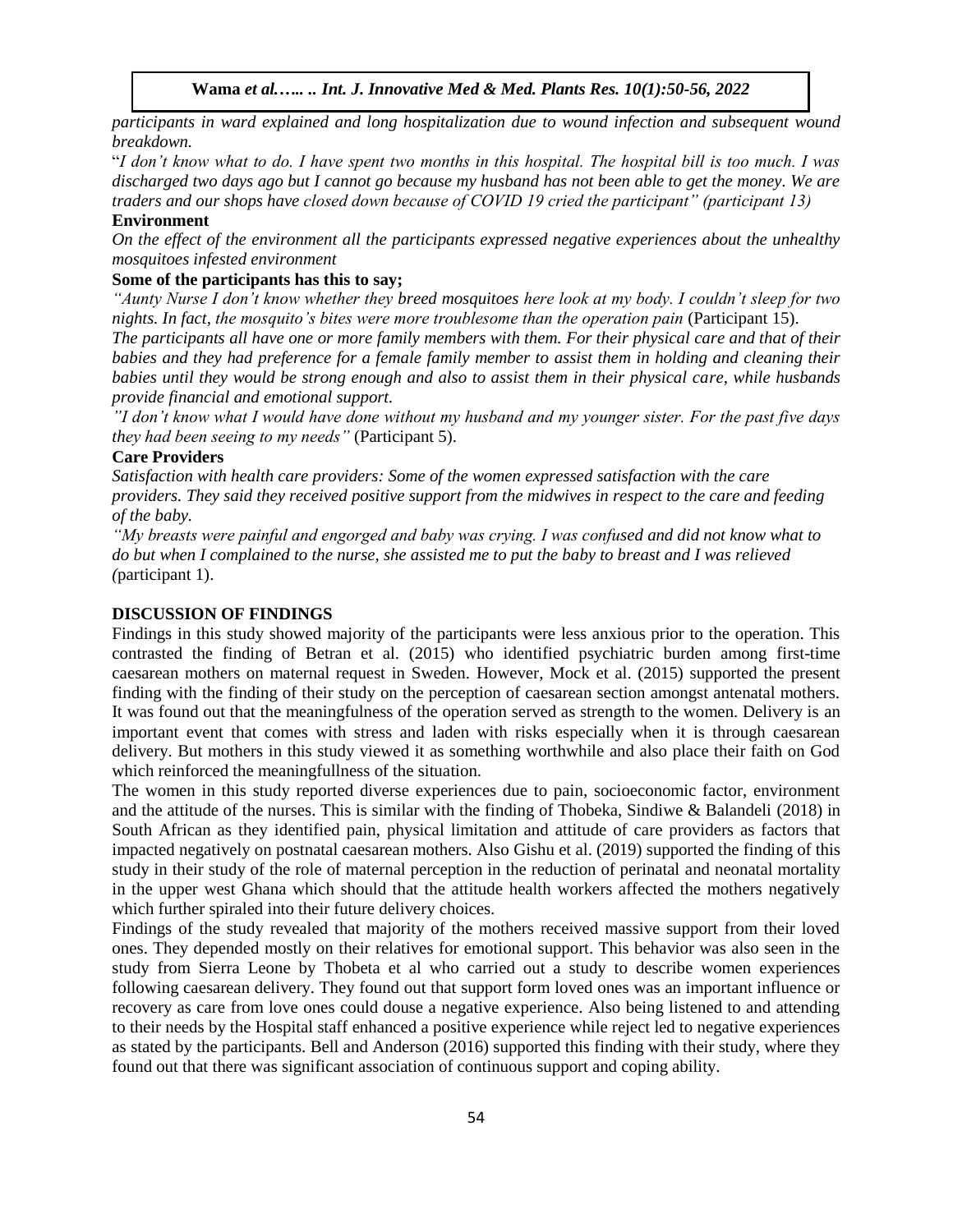*participants in ward explained and long hospitalization due to wound infection and subsequent wound breakdown.*

"*I don't know what to do. I have spent two months in this hospital. The hospital bill is too much. I was discharged two days ago but I cannot go because my husband has not been able to get the money. We are traders and our shops have closed down because of COVID 19 cried the participant" (participant 13)*

**Environment**

*On the effect of the environment all the participants expressed negative experiences about the unhealthy mosquitoes infested environment*

**Some of the participants has this to say;**

*"Aunty Nurse I don't know whether they breed mosquitoes here look at my body. I couldn't sleep for two nights. In fact, the mosquito's bites were more troublesome than the operation pain* (Participant 15).

*The participants all have one or more family members with them. For their physical care and that of their babies and they had preference for a female family member to assist them in holding and cleaning their babies until they would be strong enough and also to assist them in their physical care, while husbands provide financial and emotional support.*

*"I don't know what I would have done without my husband and my younger sister. For the past five days they had been seeing to my needs"* (Participant 5).

**Care Providers**

*Satisfaction with health care providers: Some of the women expressed satisfaction with the care providers. They said they received positive support from the midwives in respect to the care and feeding of the baby.*

*"My breasts were painful and engorged and baby was crying. I was confused and did not know what to do but when I complained to the nurse, she assisted me to put the baby to breast and I was relieved (*participant 1).

## DISCUSSION OF FINDINGS

Findings in this study showed majority of the participants were less anxious prior to the operation. This contrasted the finding of Betran et al. (2015) who identified psychiatric burden among first-time caesarean mothers on maternal request in Sweden. However, Mock et al. (2015) supported the present finding with the finding of their study on the perception of caesarean section amongst antenatal mothers. It was found out that the meaningfulness of the operation served as strength to the women. Delivery is an important event that comes with stress and laden with risks especially when it is through caesarean delivery. But mothers in this study viewed it as something worthwhile and also place their faith on God which reinforced the meaningfullness of the situation.

The women in this study reported diverse experiences due to pain, socioeconomic factor, environment and the attitude of the nurses. This is similar with the finding of Thobeka, Sindiwe & Balandeli (2018) in South African as they identified pain, physical limitation and attitude of care providers as factors that impacted negatively on postnatal caesarean mothers. Also Gishu et al. (2019) supported the finding of this study in their study of the role of maternal perception in the reduction of perinatal and neonatal mortality in the upper west Ghana which should that the attitude health workers affected the mothers negatively which further spiraled into their future delivery choices.

Findings of the study revealed that majority of the mothers received massive support from their loved ones. They depended mostly on their relatives for emotional support. This behavior was also seen in the study from Sierra Leone by Thobeta et al who carried out a study to describe women experiences following caesarean delivery. They found out that support form loved ones was an important influence or recovery as care from love ones could douse a negative experience. Also being listened to and attending to their needs by the Hospital staff enhanced a positive experience while reject led to negative experiences as stated by the participants. Bell and Anderson (2016) supported this finding with their study, where they found out that there was significant association of continuous support and coping ability.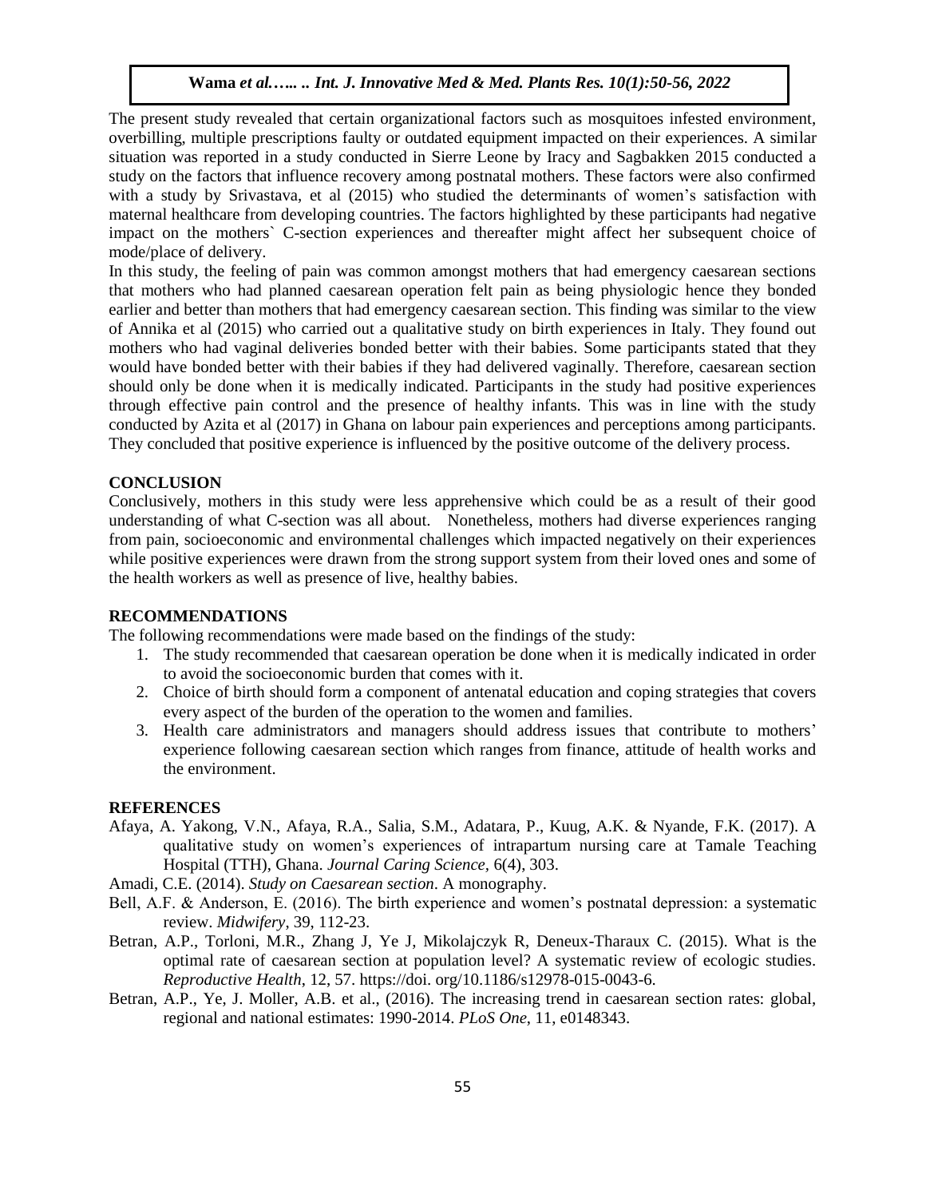The present study revealed that certain organizational factors such as mosquitoes infested environment, overbilling, multiple prescriptions faulty or outdated equipment impacted on their experiences. A similar situation was reported in a study conducted in Sierre Leone by Iracy and Sagbakken 2015 conducted a study on the factors that influence recovery among postnatal mothers. These factors were also confirmed with a study by Srivastava, et al (2015) who studied the determinants of women's satisfaction with maternal healthcare from developing countries. The factors highlighted by these participants had negative impact on the mothers` C-section experiences and thereafter might affect her subsequent choice of mode/place of delivery.

In this study, the feeling of pain was common amongst mothers that had emergency caesarean sections that mothers who had planned caesarean operation felt pain as being physiologic hence they bonded earlier and better than mothers that had emergency caesarean section. This finding was similar to the view of Annika et al (2015) who carried out a qualitative study on birth experiences in Italy. They found out mothers who had vaginal deliveries bonded better with their babies. Some participants stated that they would have bonded better with their babies if they had delivered vaginally. Therefore, caesarean section should only be done when it is medically indicated. Participants in the study had positive experiences through effective pain control and the presence of healthy infants. This was in line with the study conducted by Azita et al (2017) in Ghana on labour pain experiences and perceptions among participants. They concluded that positive experience is influenced by the positive outcome of the delivery process.

## CONCLUSION

Conclusively, mothers in this study were less apprehensive which could be as a result of their good understanding of what C-section was all about. Nonetheless, mothers had diverse experiences ranging from pain, socioeconomic and environmental challenges which impacted negatively on their experiences while positive experiences were drawn from the strong support system from their loved ones and some of the health workers as well as presence of live, healthy babies.

## RECOMMENDATIONS

The following recommendations were made based on the findings of the study:

1. The study recommended that caesarean operation be done when it is medically indicated in order to avoid the socioeconomic burden that comes with it.
2. Choice of birth should form a component of antenatal education and coping strategies that covers every aspect of the burden of the operation to the women and families.
3. Health care administrators and managers should address issues that contribute to mothers' experience following caesarean section which ranges from finance, attitude of health works and the environment.

## REFERENCES

Afaya, A. Yakong, V.N., Afaya, R.A., Salia, S.M., Adatara, P., Kuug, A.K. & Nyande, F.K. (2017). A qualitative study on women's experiences of intrapartum nursing care at Tamale Teaching Hospital (TTH), Ghana. *Journal Caring Science*, 6(4), 303.

Amadi, C.E. (2014). *Study on Caesarean section*. A monography.

Bell, A.F. & Anderson, E. (2016). The birth experience and women's postnatal depression: a systematic review. *Midwifery*, 39, 112-23.

Betran, A.P., Torloni, M.R., Zhang J, Ye J, Mikolajczyk R, Deneux-Tharaux C. (2015). What is the optimal rate of caesarean section at population level? A systematic review of ecologic studies. *Reproductive Health*, 12, 57. https://doi. org/10.1186/s12978-015-0043-6.

Betran, A.P., Ye, J. Moller, A.B. et al., (2016). The increasing trend in caesarean section rates: global, regional and national estimates: 1990-2014. *PLoS One*, 11, e0148343.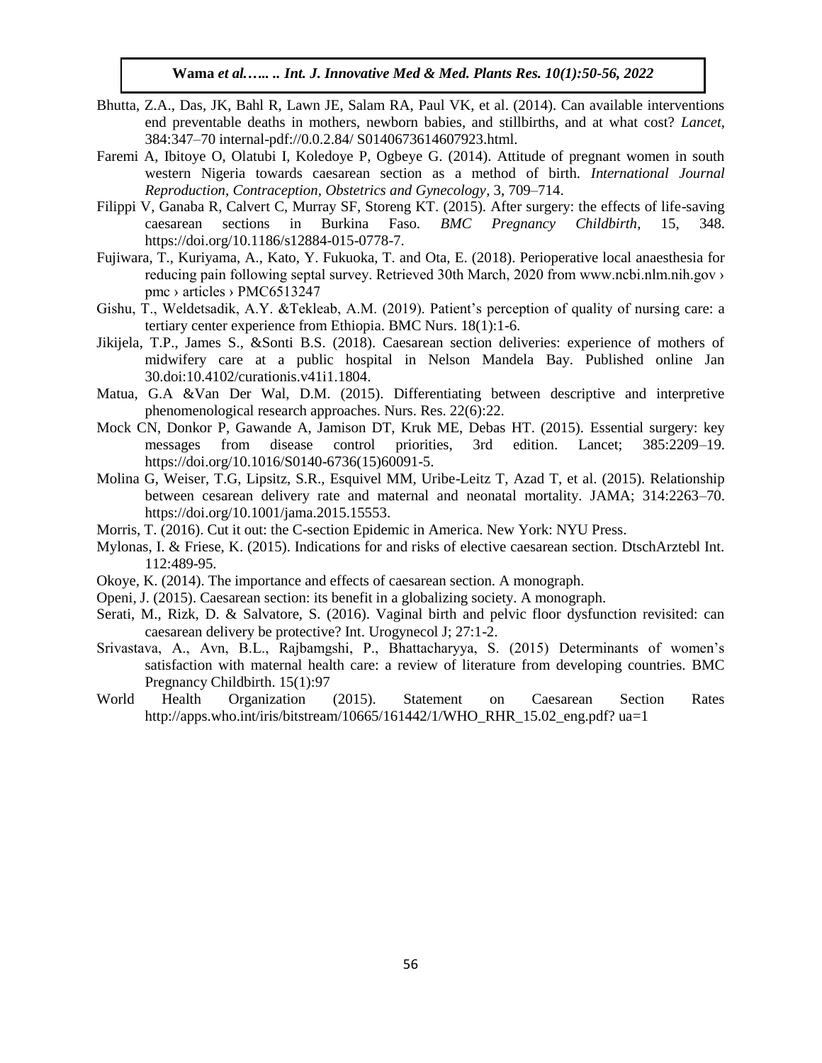Bhutta, Z.A., Das, JK, Bahl R, Lawn JE, Salam RA, Paul VK, et al. (2014). Can available interventions end preventable deaths in mothers, newborn babies, and stillbirths, and at what cost? *Lancet*, 384:347–70 internal-pdf://0.0.2.84/ S0140673614607923.html.

Faremi A, Ibitoye O, Olatubi I, Koledoye P, Ogbeye G. (2014). Attitude of pregnant women in south western Nigeria towards caesarean section as a method of birth. *International Journal Reproduction, Contraception, Obstetrics and Gynecology*, 3, 709–714.

Filippi V, Ganaba R, Calvert C, Murray SF, Storeng KT. (2015). After surgery: the effects of life-saving caesarean sections in Burkina Faso. *BMC Pregnancy Childbirth*, 15, 348. https://doi.org/10.1186/s12884-015-0778-7.

Fujiwara, T., Kuriyama, A., Kato, Y. Fukuoka, T. and Ota, E. (2018). Perioperative local anaesthesia for reducing pain following septal survey. Retrieved 30th March, 2020 from www.ncbi.nlm.nih.gov › pmc › articles › PMC6513247

Gishu, T., Weldetsadik, A.Y. &Tekleab, A.M. (2019). Patient's perception of quality of nursing care: a tertiary center experience from Ethiopia. BMC Nurs. 18(1):1-6.

Jikijela, T.P., James S., &Sonti B.S. (2018). Caesarean section deliveries: experience of mothers of midwifery care at a public hospital in Nelson Mandela Bay. Published online Jan 30.doi:10.4102/curationis.v41i1.1804.

Matua, G.A &Van Der Wal, D.M. (2015). Differentiating between descriptive and interpretive phenomenological research approaches. Nurs. Res. 22(6):22.

Mock CN, Donkor P, Gawande A, Jamison DT, Kruk ME, Debas HT. (2015). Essential surgery: key messages from disease control priorities, 3rd edition. Lancet; 385:2209–19. https://doi.org/10.1016/S0140-6736(15)60091-5.

Molina G, Weiser, T.G, Lipsitz, S.R., Esquivel MM, Uribe-Leitz T, Azad T, et al. (2015). Relationship between cesarean delivery rate and maternal and neonatal mortality. JAMA; 314:2263–70. https://doi.org/10.1001/jama.2015.15553.

Morris, T. (2016). Cut it out: the C-section Epidemic in America. New York: NYU Press.

Mylonas, I. & Friese, K. (2015). Indications for and risks of elective caesarean section. DtschArztebl Int. 112:489-95.

Okoye, K. (2014). The importance and effects of caesarean section. A monograph.

Openi, J. (2015). Caesarean section: its benefit in a globalizing society. A monograph.

Serati, M., Rizk, D. & Salvatore, S. (2016). Vaginal birth and pelvic floor dysfunction revisited: can caesarean delivery be protective? Int. Urogynecol J; 27:1-2.

Srivastava, A., Avn, B.L., Rajbamgshi, P., Bhattacharyya, S. (2015) Determinants of women's satisfaction with maternal health care: a review of literature from developing countries. BMC Pregnancy Childbirth. 15(1):97

World Health Organization (2015). Statement on Caesarean Section Rates http://apps.who.int/iris/bitstream/10665/161442/1/WHO_RHR_15.02_eng.pdf? ua=1